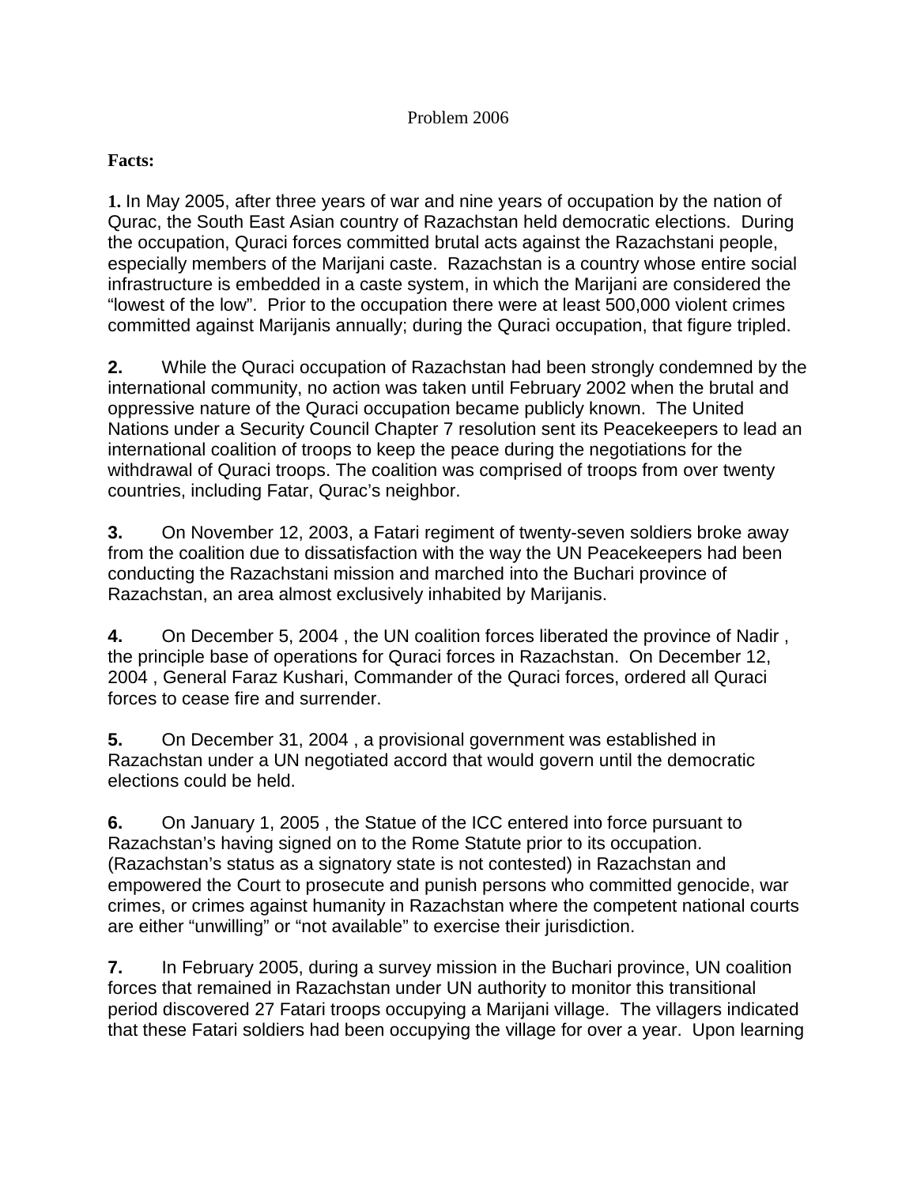Problem 2006

**Facts:**

**1.** In May 2005, after three years of war and nine years of occupation by the nation of Qurac, the South East Asian country of Razachstan held democratic elections. During the occupation, Quraci forces committed brutal acts against the Razachstani people, especially members of the Marijani caste. Razachstan is a country whose entire social infrastructure is embedded in a caste system, in which the Marijani are considered the "lowest of the low". Prior to the occupation there were at least 500,000 violent crimes committed against Marijanis annually; during the Quraci occupation, that figure tripled.

**2.** While the Quraci occupation of Razachstan had been strongly condemned by the international community, no action was taken until February 2002 when the brutal and oppressive nature of the Quraci occupation became publicly known. The United Nations under a Security Council Chapter 7 resolution sent its Peacekeepers to lead an international coalition of troops to keep the peace during the negotiations for the withdrawal of Quraci troops. The coalition was comprised of troops from over twenty countries, including Fatar, Qurac's neighbor.

**3.** On November 12, 2003, a Fatari regiment of twenty-seven soldiers broke away from the coalition due to dissatisfaction with the way the UN Peacekeepers had been conducting the Razachstani mission and marched into the Buchari province of Razachstan, an area almost exclusively inhabited by Marijanis.

**4.** On December 5, 2004 , the UN coalition forces liberated the province of Nadir , the principle base of operations for Quraci forces in Razachstan. On December 12, 2004 , General Faraz Kushari, Commander of the Quraci forces, ordered all Quraci forces to cease fire and surrender.

**5.** On December 31, 2004 , a provisional government was established in Razachstan under a UN negotiated accord that would govern until the democratic elections could be held.

**6.** On January 1, 2005 , the Statue of the ICC entered into force pursuant to Razachstan's having signed on to the Rome Statute prior to its occupation. (Razachstan's status as a signatory state is not contested) in Razachstan and empowered the Court to prosecute and punish persons who committed genocide, war crimes, or crimes against humanity in Razachstan where the competent national courts are either "unwilling" or "not available" to exercise their jurisdiction.

**7.** In February 2005, during a survey mission in the Buchari province, UN coalition forces that remained in Razachstan under UN authority to monitor this transitional period discovered 27 Fatari troops occupying a Marijani village. The villagers indicated that these Fatari soldiers had been occupying the village for over a year. Upon learning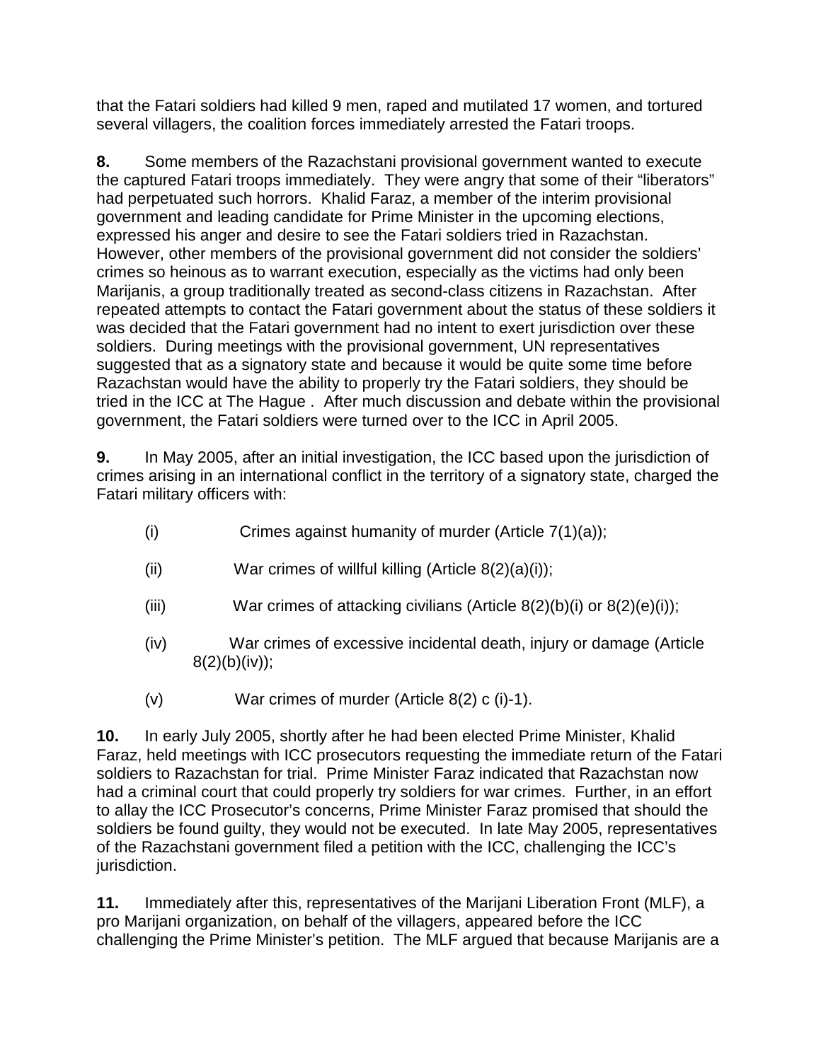that the Fatari soldiers had killed 9 men, raped and mutilated 17 women, and tortured several villagers, the coalition forces immediately arrested the Fatari troops.

**8.** Some members of the Razachstani provisional government wanted to execute the captured Fatari troops immediately. They were angry that some of their "liberators" had perpetuated such horrors. Khalid Faraz, a member of the interim provisional government and leading candidate for Prime Minister in the upcoming elections, expressed his anger and desire to see the Fatari soldiers tried in Razachstan. However, other members of the provisional government did not consider the soldiers' crimes so heinous as to warrant execution, especially as the victims had only been Marijanis, a group traditionally treated as second-class citizens in Razachstan. After repeated attempts to contact the Fatari government about the status of these soldiers it was decided that the Fatari government had no intent to exert jurisdiction over these soldiers. During meetings with the provisional government, UN representatives suggested that as a signatory state and because it would be quite some time before Razachstan would have the ability to properly try the Fatari soldiers, they should be tried in the ICC at The Hague . After much discussion and debate within the provisional government, the Fatari soldiers were turned over to the ICC in April 2005.

**9.** In May 2005, after an initial investigation, the ICC based upon the jurisdiction of crimes arising in an international conflict in the territory of a signatory state, charged the Fatari military officers with:

(i) Crimes against humanity of murder (Article 7(1)(a));

(ii) War crimes of willful killing (Article 8(2)(a)(i));

(iii) War crimes of attacking civilians (Article 8(2)(b)(i) or 8(2)(e)(i));

(iv) War crimes of excessive incidental death, injury or damage (Article 8(2)(b)(iv));

(v) War crimes of murder (Article 8(2) c (i)-1).

**10.** In early July 2005, shortly after he had been elected Prime Minister, Khalid Faraz, held meetings with ICC prosecutors requesting the immediate return of the Fatari soldiers to Razachstan for trial. Prime Minister Faraz indicated that Razachstan now had a criminal court that could properly try soldiers for war crimes. Further, in an effort to allay the ICC Prosecutor's concerns, Prime Minister Faraz promised that should the soldiers be found guilty, they would not be executed. In late May 2005, representatives of the Razachstani government filed a petition with the ICC, challenging the ICC's jurisdiction.

**11.** Immediately after this, representatives of the Marijani Liberation Front (MLF), a pro Marijani organization, on behalf of the villagers, appeared before the ICC challenging the Prime Minister's petition. The MLF argued that because Marijanis are a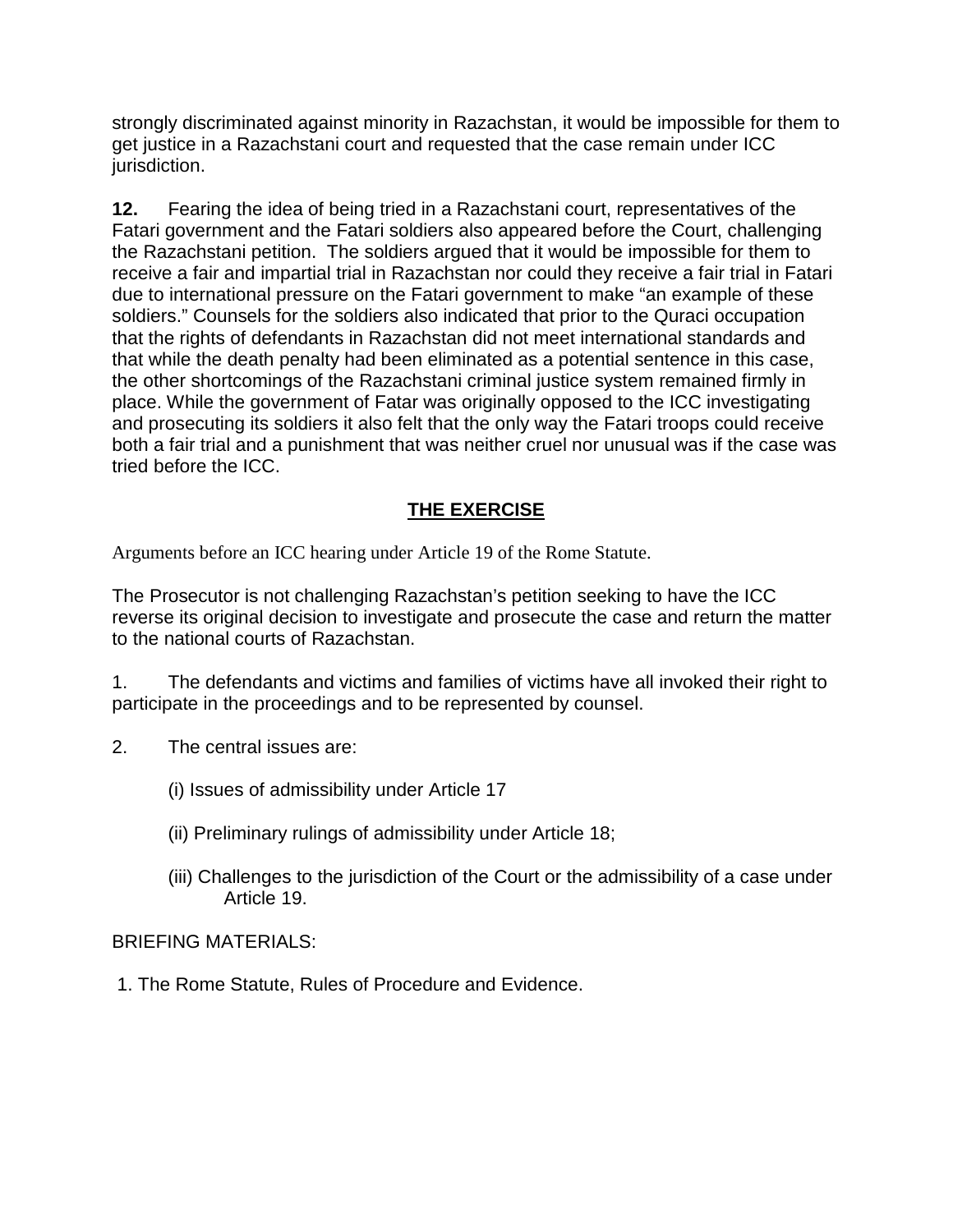strongly discriminated against minority in Razachstan, it would be impossible for them to get justice in a Razachstani court and requested that the case remain under ICC jurisdiction.

**12.** Fearing the idea of being tried in a Razachstani court, representatives of the Fatari government and the Fatari soldiers also appeared before the Court, challenging the Razachstani petition. The soldiers argued that it would be impossible for them to receive a fair and impartial trial in Razachstan nor could they receive a fair trial in Fatari due to international pressure on the Fatari government to make "an example of these soldiers." Counsels for the soldiers also indicated that prior to the Quraci occupation that the rights of defendants in Razachstan did not meet international standards and that while the death penalty had been eliminated as a potential sentence in this case, the other shortcomings of the Razachstani criminal justice system remained firmly in place. While the government of Fatar was originally opposed to the ICC investigating and prosecuting its soldiers it also felt that the only way the Fatari troops could receive both a fair trial and a punishment that was neither cruel nor unusual was if the case was tried before the ICC.

## THE EXERCISE

Arguments before an ICC hearing under Article 19 of the Rome Statute.

The Prosecutor is not challenging Razachstan's petition seeking to have the ICC reverse its original decision to investigate and prosecute the case and return the matter to the national courts of Razachstan.

1. The defendants and victims and families of victims have all invoked their right to participate in the proceedings and to be represented by counsel.

2. The central issues are:

   (i) Issues of admissibility under Article 17

   (ii) Preliminary rulings of admissibility under Article 18;

   (iii) Challenges to the jurisdiction of the Court or the admissibility of a case under Article 19.

BRIEFING MATERIALS:

1. The Rome Statute, Rules of Procedure and Evidence.